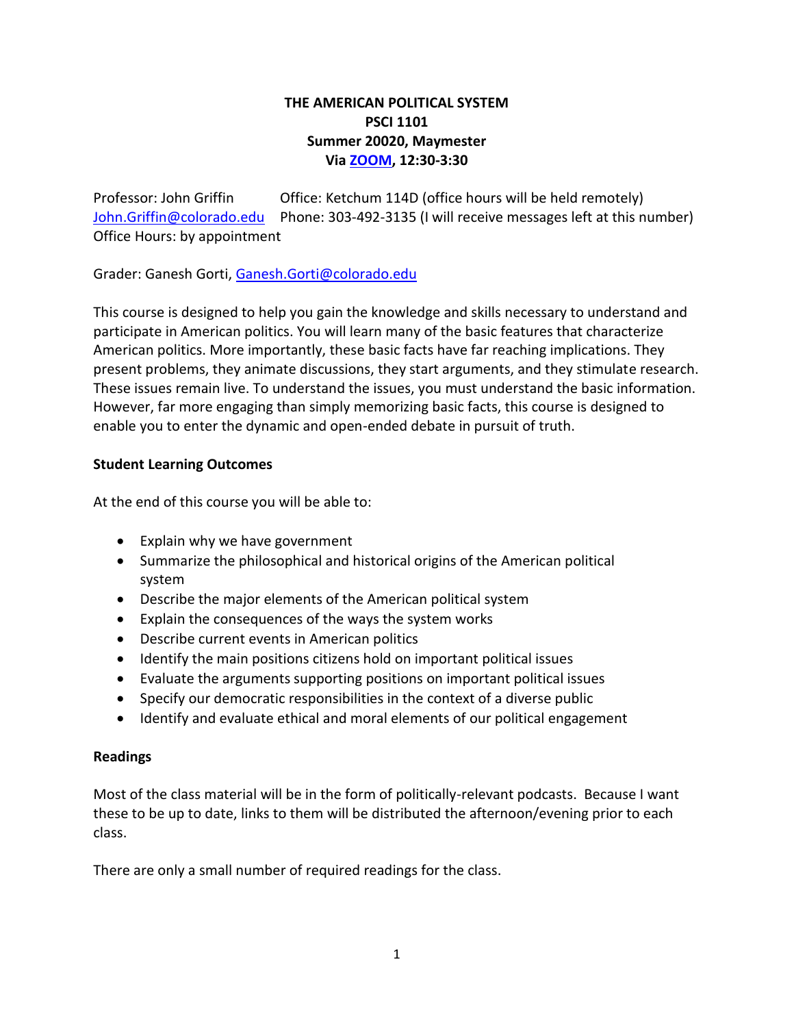# THE AMERICAN POLITICAL SYSTEM
## PSCI 1101
## Summer 20020, Maymester
## Via ZOOM, 12:30-3:30

Professor: John Griffin    Office: Ketchum 114D (office hours will be held remotely)
John.Griffin@colorado.edu    Phone: 303-492-3135 (I will receive messages left at this number)
Office Hours: by appointment

Grader: Ganesh Gorti, Ganesh.Gorti@colorado.edu

This course is designed to help you gain the knowledge and skills necessary to understand and participate in American politics. You will learn many of the basic features that characterize American politics. More importantly, these basic facts have far reaching implications. They present problems, they animate discussions, they start arguments, and they stimulate research. These issues remain live. To understand the issues, you must understand the basic information. However, far more engaging than simply memorizing basic facts, this course is designed to enable you to enter the dynamic and open-ended debate in pursuit of truth.

**Student Learning Outcomes**

At the end of this course you will be able to:

- Explain why we have government
- Summarize the philosophical and historical origins of the American political system
- Describe the major elements of the American political system
- Explain the consequences of the ways the system works
- Describe current events in American politics
- Identify the main positions citizens hold on important political issues
- Evaluate the arguments supporting positions on important political issues
- Specify our democratic responsibilities in the context of a diverse public
- Identify and evaluate ethical and moral elements of our political engagement

**Readings**

Most of the class material will be in the form of politically-relevant podcasts. Because I want these to be up to date, links to them will be distributed the afternoon/evening prior to each class.

There are only a small number of required readings for the class.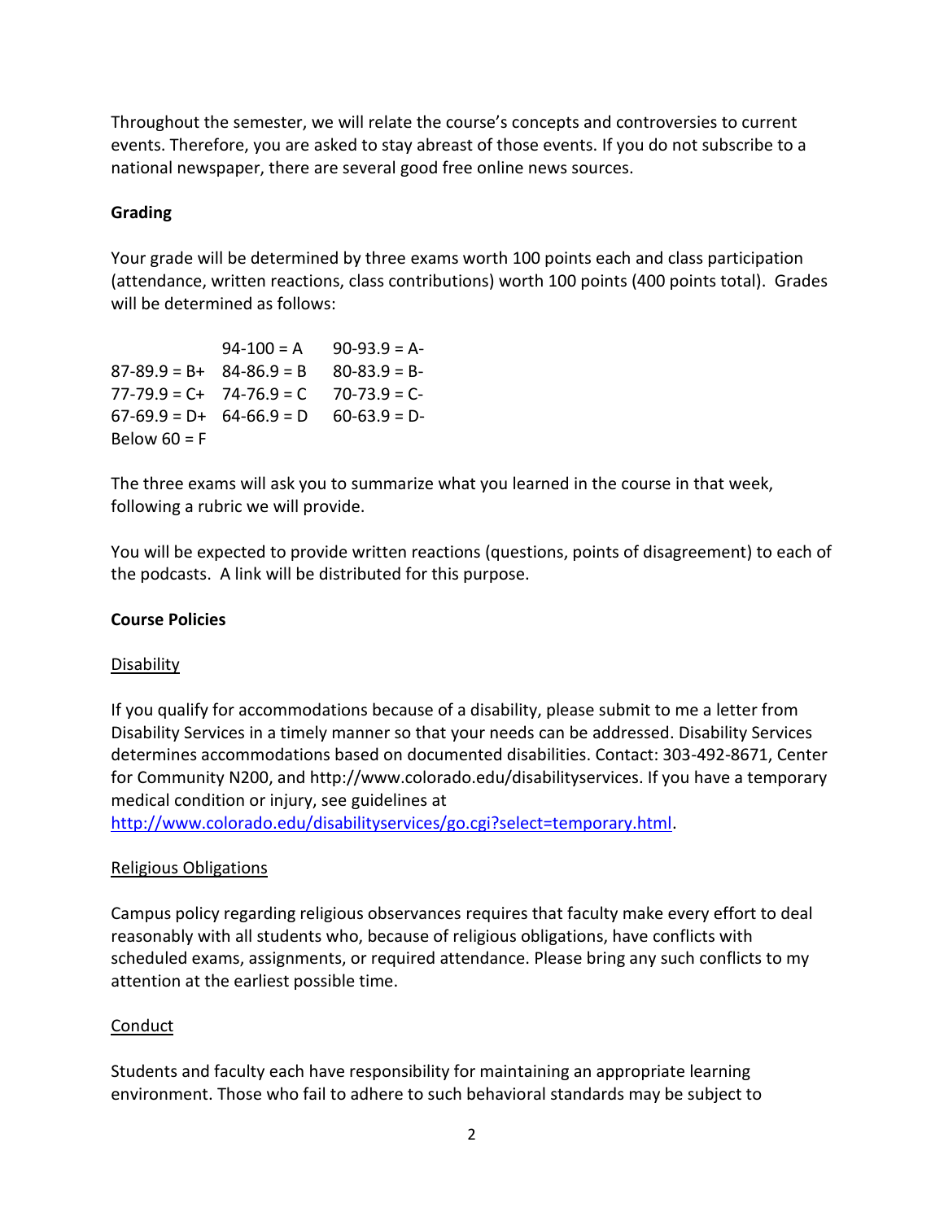Throughout the semester, we will relate the course's concepts and controversies to current events. Therefore, you are asked to stay abreast of those events. If you do not subscribe to a national newspaper, there are several good free online news sources.

**Grading**

Your grade will be determined by three exams worth 100 points each and class participation (attendance, written reactions, class contributions) worth 100 points (400 points total). Grades will be determined as follows:

| | | |
|---|---|---|
| | 94-100 = A | 90-93.9 = A- |
| 87-89.9 = B+ | 84-86.9 = B | 80-83.9 = B- |
| 77-79.9 = C+ | 74-76.9 = C | 70-73.9 = C- |
| 67-69.9 = D+ | 64-66.9 = D | 60-63.9 = D- |
| Below 60 = F | | |

The three exams will ask you to summarize what you learned in the course in that week, following a rubric we will provide.

You will be expected to provide written reactions (questions, points of disagreement) to each of the podcasts. A link will be distributed for this purpose.

**Course Policies**

Disability

If you qualify for accommodations because of a disability, please submit to me a letter from Disability Services in a timely manner so that your needs can be addressed. Disability Services determines accommodations based on documented disabilities. Contact: 303-492-8671, Center for Community N200, and http://www.colorado.edu/disabilityservices. If you have a temporary medical condition or injury, see guidelines at http://www.colorado.edu/disabilityservices/go.cgi?select=temporary.html.

Religious Obligations

Campus policy regarding religious observances requires that faculty make every effort to deal reasonably with all students who, because of religious obligations, have conflicts with scheduled exams, assignments, or required attendance. Please bring any such conflicts to my attention at the earliest possible time.

Conduct

Students and faculty each have responsibility for maintaining an appropriate learning environment. Those who fail to adhere to such behavioral standards may be subject to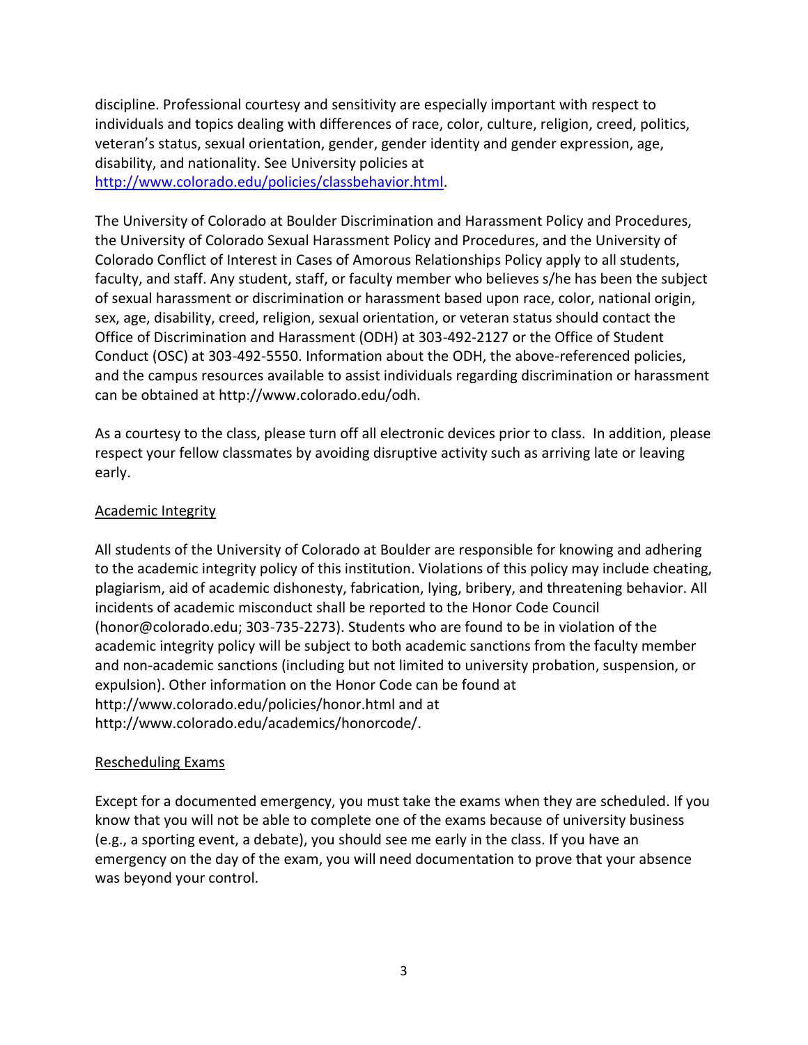discipline. Professional courtesy and sensitivity are especially important with respect to individuals and topics dealing with differences of race, color, culture, religion, creed, politics, veteran's status, sexual orientation, gender, gender identity and gender expression, age, disability, and nationality. See University policies at http://www.colorado.edu/policies/classbehavior.html.

The University of Colorado at Boulder Discrimination and Harassment Policy and Procedures, the University of Colorado Sexual Harassment Policy and Procedures, and the University of Colorado Conflict of Interest in Cases of Amorous Relationships Policy apply to all students, faculty, and staff. Any student, staff, or faculty member who believes s/he has been the subject of sexual harassment or discrimination or harassment based upon race, color, national origin, sex, age, disability, creed, religion, sexual orientation, or veteran status should contact the Office of Discrimination and Harassment (ODH) at 303-492-2127 or the Office of Student Conduct (OSC) at 303-492-5550. Information about the ODH, the above-referenced policies, and the campus resources available to assist individuals regarding discrimination or harassment can be obtained at http://www.colorado.edu/odh.

As a courtesy to the class, please turn off all electronic devices prior to class. In addition, please respect your fellow classmates by avoiding disruptive activity such as arriving late or leaving early.

## Academic Integrity

All students of the University of Colorado at Boulder are responsible for knowing and adhering to the academic integrity policy of this institution. Violations of this policy may include cheating, plagiarism, aid of academic dishonesty, fabrication, lying, bribery, and threatening behavior. All incidents of academic misconduct shall be reported to the Honor Code Council (honor@colorado.edu; 303-735-2273). Students who are found to be in violation of the academic integrity policy will be subject to both academic sanctions from the faculty member and non-academic sanctions (including but not limited to university probation, suspension, or expulsion). Other information on the Honor Code can be found at http://www.colorado.edu/policies/honor.html and at http://www.colorado.edu/academics/honorcode/.

## Rescheduling Exams

Except for a documented emergency, you must take the exams when they are scheduled. If you know that you will not be able to complete one of the exams because of university business (e.g., a sporting event, a debate), you should see me early in the class. If you have an emergency on the day of the exam, you will need documentation to prove that your absence was beyond your control.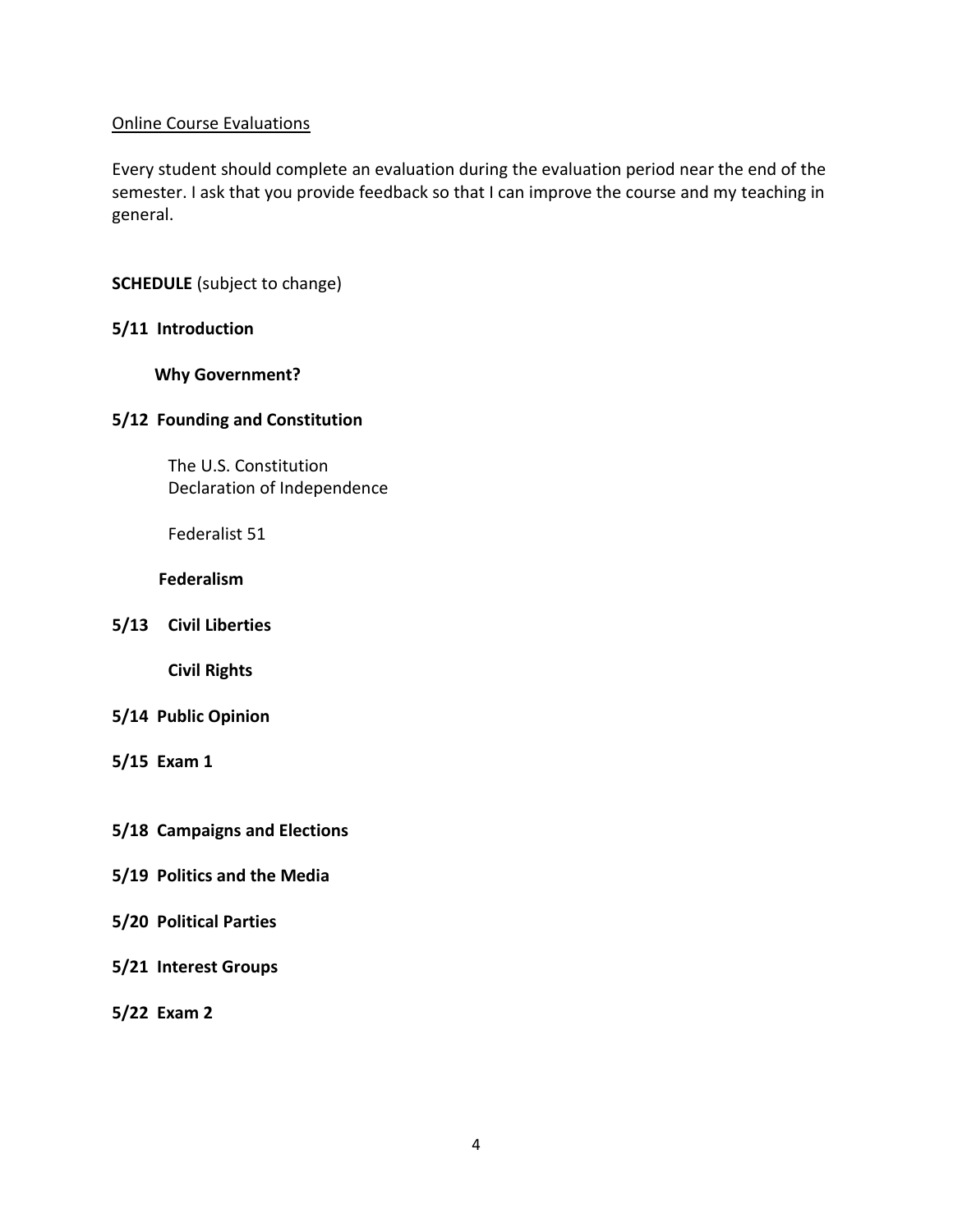<u>Online Course Evaluations</u>

Every student should complete an evaluation during the evaluation period near the end of the semester. I ask that you provide feedback so that I can improve the course and my teaching in general.

**SCHEDULE** (subject to change)

**5/11 Introduction**

**Why Government?**

**5/12 Founding and Constitution**

The U.S. Constitution
Declaration of Independence

Federalist 51

**Federalism**

**5/13 Civil Liberties**

**Civil Rights**

**5/14 Public Opinion**

**5/15 Exam 1**

**5/18 Campaigns and Elections**

**5/19 Politics and the Media**

**5/20 Political Parties**

**5/21 Interest Groups**

**5/22 Exam 2**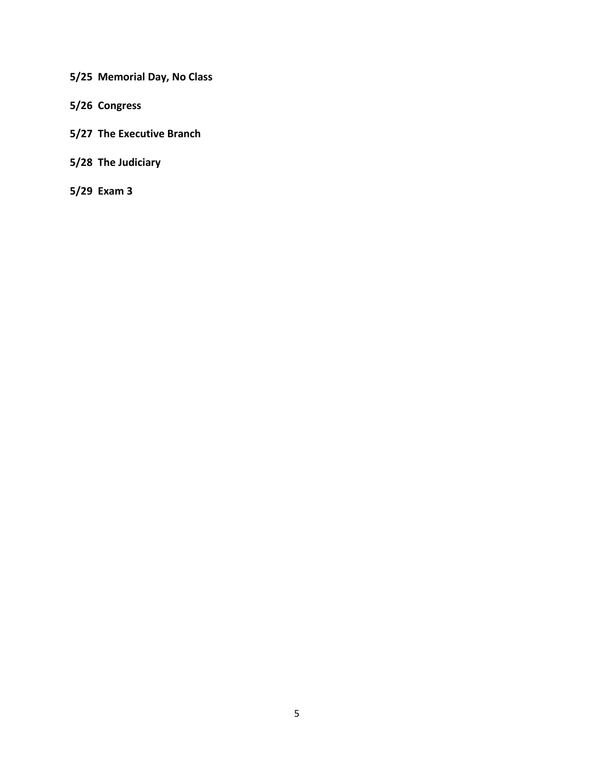**5/25 Memorial Day, No Class**

**5/26 Congress**

**5/27 The Executive Branch**

**5/28 The Judiciary**

**5/29 Exam 3**